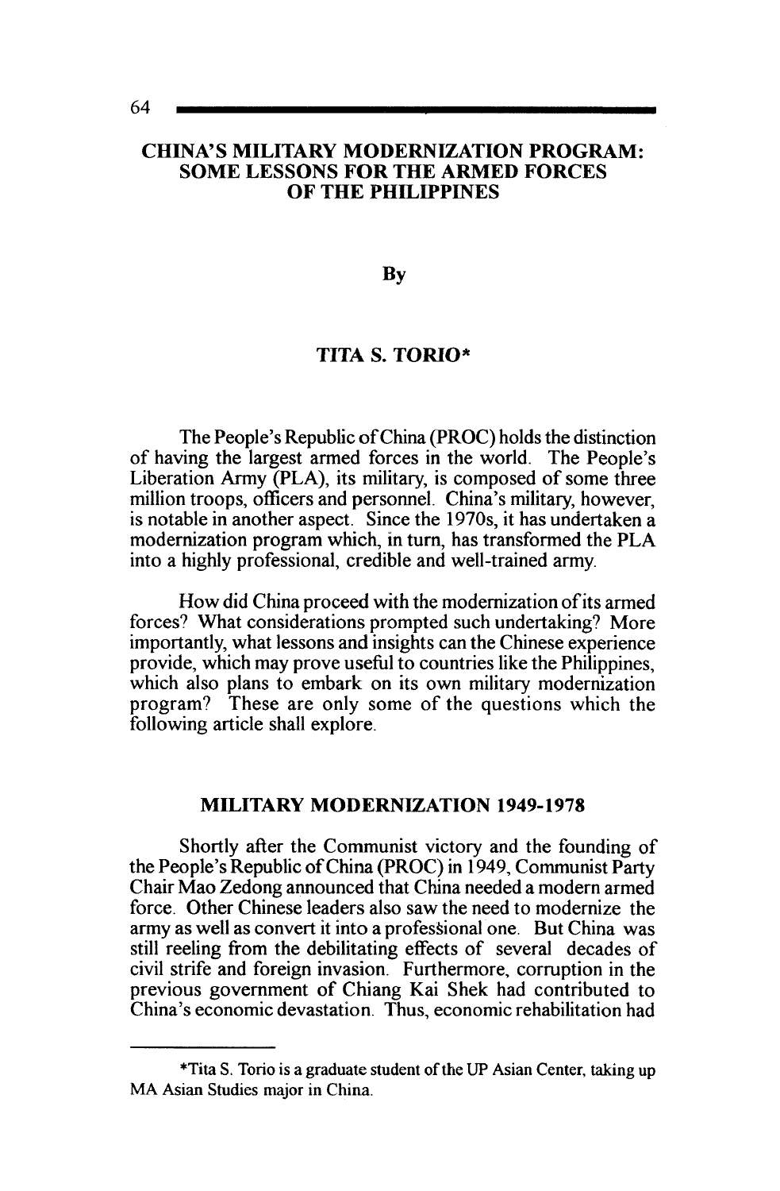# CHINA'S MILITARY MODERNIZATION PROGRAM: SOME LESSONS FOR THE ARMED FORCES OF THE PHILIPPINES

By

**TITA S. TORIO***

The People's Republic of China (PROC) holds the distinction of having the largest armed forces in the world. The People's Liberation Army (PLA), its military, is composed of some three million troops, officers and personnel. China's military, however, is notable in another aspect. Since the 1970s, it has undertaken a modernization program which, in turn, has transformed the PLA into a highly professional, credible and well-trained army.

How did China proceed with the modernization of its armed forces? What considerations prompted such undertaking? More importantly, what lessons and insights can the Chinese experience provide, which may prove useful to countries like the Philippines, which also plans to embark on its own military modernization program? These are only some of the questions which the following article shall explore.

## MILITARY MODERNIZATION 1949-1978

Shortly after the Communist victory and the founding of the People's Republic of China (PROC) in 1949, Communist Party Chair Mao Zedong announced that China needed a modern armed force. Other Chinese leaders also saw the need to modernize the army as well as convert it into a professional one. But China was still reeling from the debilitating effects of several decades of civil strife and foreign invasion. Furthermore, corruption in the previous government of Chiang Kai Shek had contributed to China's economic devastation. Thus, economic rehabilitation had

---

*Tita S. Torio is a graduate student of the UP Asian Center, taking up MA Asian Studies major in China.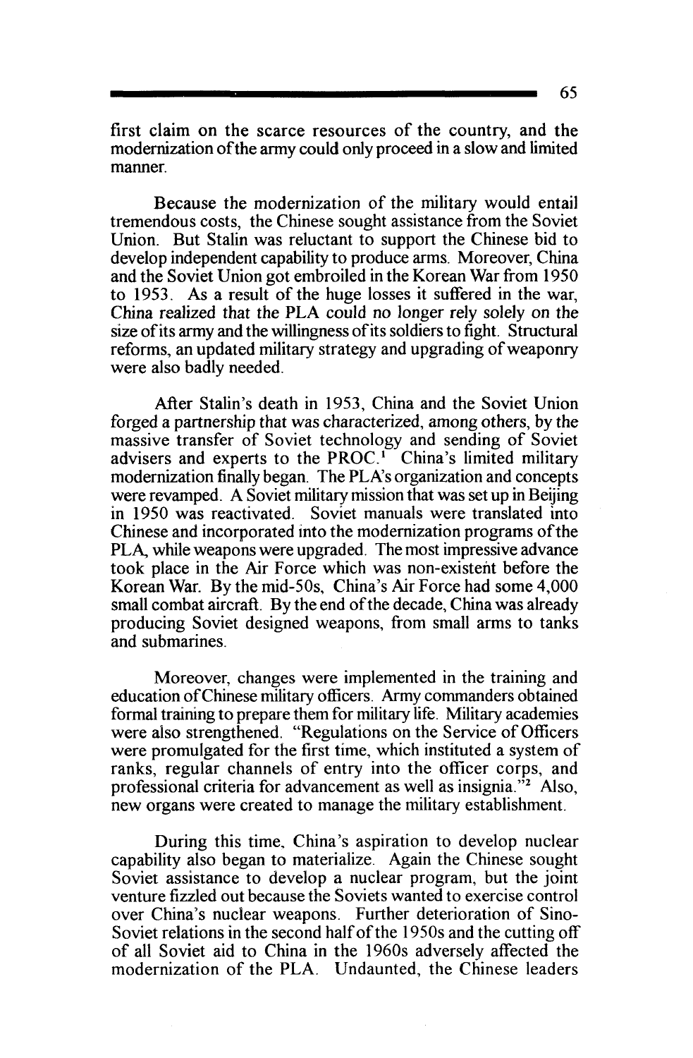first claim on the scarce resources of the country, and the modernization of the army could only proceed in a slow and limited manner.

Because the modernization of the military would entail tremendous costs, the Chinese sought assistance from the Soviet Union. But Stalin was reluctant to support the Chinese bid to develop independent capability to produce arms. Moreover, China and the Soviet Union got embroiled in the Korean War from 1950 to 1953. As a result of the huge losses it suffered in the war, China realized that the PLA could no longer rely solely on the size of its army and the willingness of its soldiers to fight. Structural reforms, an updated military strategy and upgrading of weaponry were also badly needed.

After Stalin's death in 1953, China and the Soviet Union forged a partnership that was characterized, among others, by the massive transfer of Soviet technology and sending of Soviet advisers and experts to the PROC.[1] China's limited military modernization finally began. The PLA's organization and concepts were revamped. A Soviet military mission that was set up in Beijing in 1950 was reactivated. Soviet manuals were translated into Chinese and incorporated into the modernization programs of the PLA, while weapons were upgraded. The most impressive advance took place in the Air Force which was non-existent before the Korean War. By the mid-50s, China's Air Force had some 4,000 small combat aircraft. By the end of the decade, China was already producing Soviet designed weapons, from small arms to tanks and submarines.

Moreover, changes were implemented in the training and education of Chinese military officers. Army commanders obtained formal training to prepare them for military life. Military academies were also strengthened. "Regulations on the Service of Officers were promulgated for the first time, which instituted a system of ranks, regular channels of entry into the officer corps, and professional criteria for advancement as well as insignia."[2] Also, new organs were created to manage the military establishment.

During this time, China's aspiration to develop nuclear capability also began to materialize. Again the Chinese sought Soviet assistance to develop a nuclear program, but the joint venture fizzled out because the Soviets wanted to exercise control over China's nuclear weapons. Further deterioration of Sino-Soviet relations in the second half of the 1950s and the cutting off of all Soviet aid to China in the 1960s adversely affected the modernization of the PLA. Undaunted, the Chinese leaders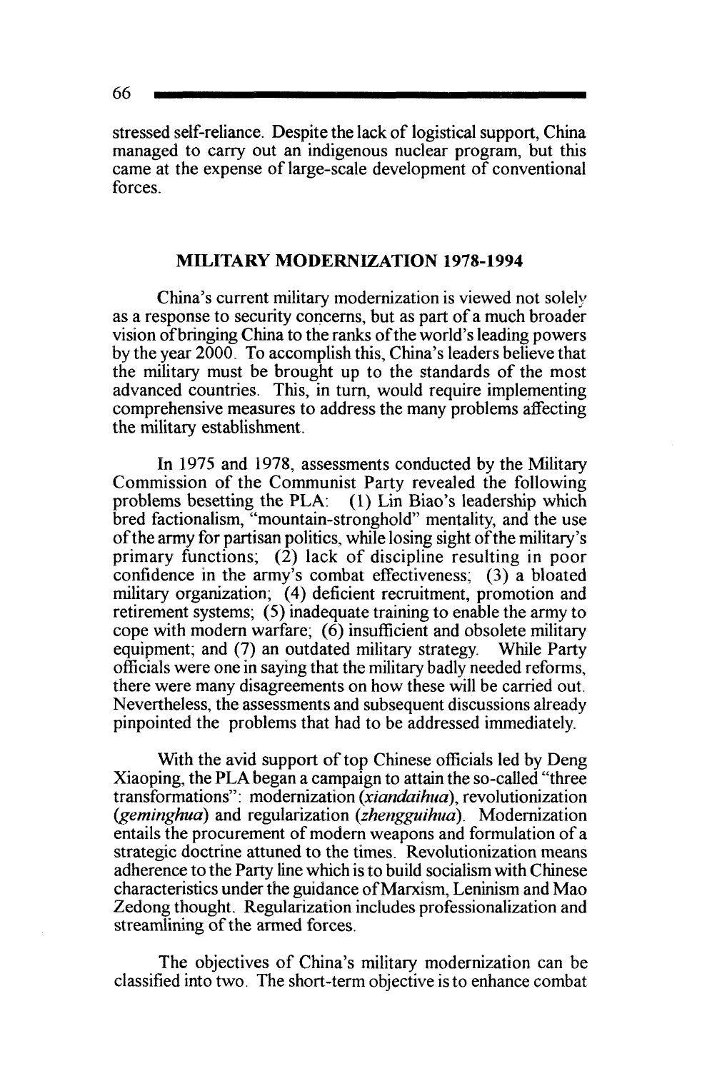stressed self-reliance. Despite the lack of logistical support, China managed to carry out an indigenous nuclear program, but this came at the expense of large-scale development of conventional forces.

## MILITARY MODERNIZATION 1978-1994

China's current military modernization is viewed not solely as a response to security concerns, but as part of a much broader vision of bringing China to the ranks of the world's leading powers by the year 2000. To accomplish this, China's leaders believe that the military must be brought up to the standards of the most advanced countries. This, in turn, would require implementing comprehensive measures to address the many problems affecting the military establishment.

In 1975 and 1978, assessments conducted by the Military Commission of the Communist Party revealed the following problems besetting the PLA: (1) Lin Biao's leadership which bred factionalism, "mountain-stronghold" mentality, and the use of the army for partisan politics, while losing sight of the military's primary functions; (2) lack of discipline resulting in poor confidence in the army's combat effectiveness; (3) a bloated military organization; (4) deficient recruitment, promotion and retirement systems; (5) inadequate training to enable the army to cope with modern warfare; (6) insufficient and obsolete military equipment; and (7) an outdated military strategy. While Party officials were one in saying that the military badly needed reforms, there were many disagreements on how these will be carried out. Nevertheless, the assessments and subsequent discussions already pinpointed the problems that had to be addressed immediately.

With the avid support of top Chinese officials led by Deng Xiaoping, the PLA began a campaign to attain the so-called "three transformations": modernization (*xiandaihua*), revolutionization (*geminghua*) and regularization (*zhengguihua*). Modernization entails the procurement of modern weapons and formulation of a strategic doctrine attuned to the times. Revolutionization means adherence to the Party line which is to build socialism with Chinese characteristics under the guidance of Marxism, Leninism and Mao Zedong thought. Regularization includes professionalization and streamlining of the armed forces.

The objectives of China's military modernization can be classified into two. The short-term objective is to enhance combat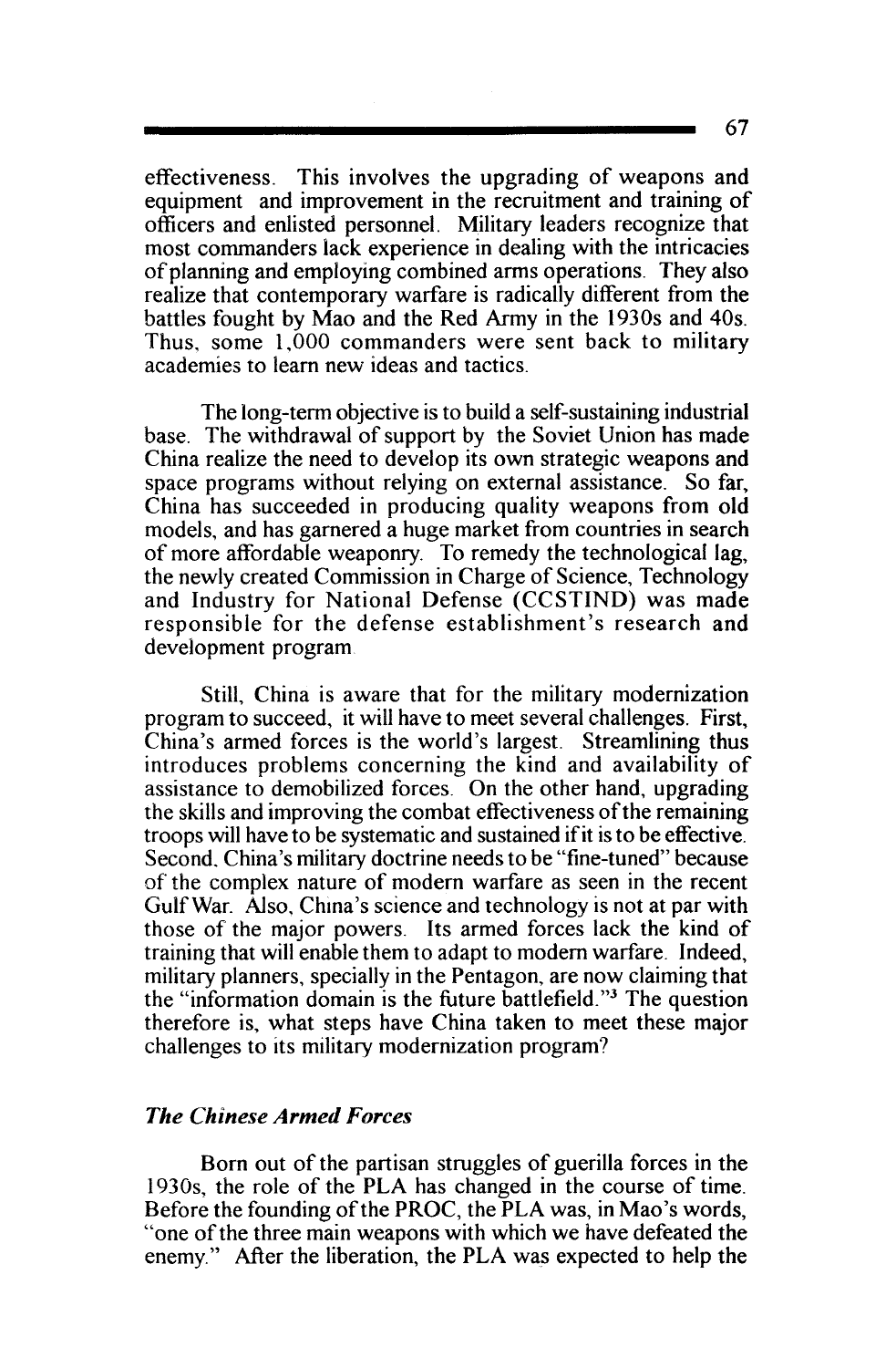effectiveness. This involves the upgrading of weapons and equipment and improvement in the recruitment and training of officers and enlisted personnel. Military leaders recognize that most commanders lack experience in dealing with the intricacies of planning and employing combined arms operations. They also realize that contemporary warfare is radically different from the battles fought by Mao and the Red Army in the 1930s and 40s. Thus, some 1,000 commanders were sent back to military academies to learn new ideas and tactics.

The long-term objective is to build a self-sustaining industrial base. The withdrawal of support by the Soviet Union has made China realize the need to develop its own strategic weapons and space programs without relying on external assistance. So far, China has succeeded in producing quality weapons from old models, and has garnered a huge market from countries in search of more affordable weaponry. To remedy the technological lag, the newly created Commission in Charge of Science, Technology and Industry for National Defense (CCSTIND) was made responsible for the defense establishment's research and development program.

Still, China is aware that for the military modernization program to succeed, it will have to meet several challenges. First, China's armed forces is the world's largest. Streamlining thus introduces problems concerning the kind and availability of assistance to demobilized forces. On the other hand, upgrading the skills and improving the combat effectiveness of the remaining troops will have to be systematic and sustained if it is to be effective. Second, China's military doctrine needs to be "fine-tuned" because of the complex nature of modern warfare as seen in the recent Gulf War. Also, China's science and technology is not at par with those of the major powers. Its armed forces lack the kind of training that will enable them to adapt to modern warfare. Indeed, military planners, specially in the Pentagon, are now claiming that the "information domain is the future battlefield."[3] The question therefore is, what steps have China taken to meet these major challenges to its military modernization program?

### *The Chinese Armed Forces*

Born out of the partisan struggles of guerilla forces in the 1930s, the role of the PLA has changed in the course of time. Before the founding of the PROC, the PLA was, in Mao's words, "one of the three main weapons with which we have defeated the enemy." After the liberation, the PLA was expected to help the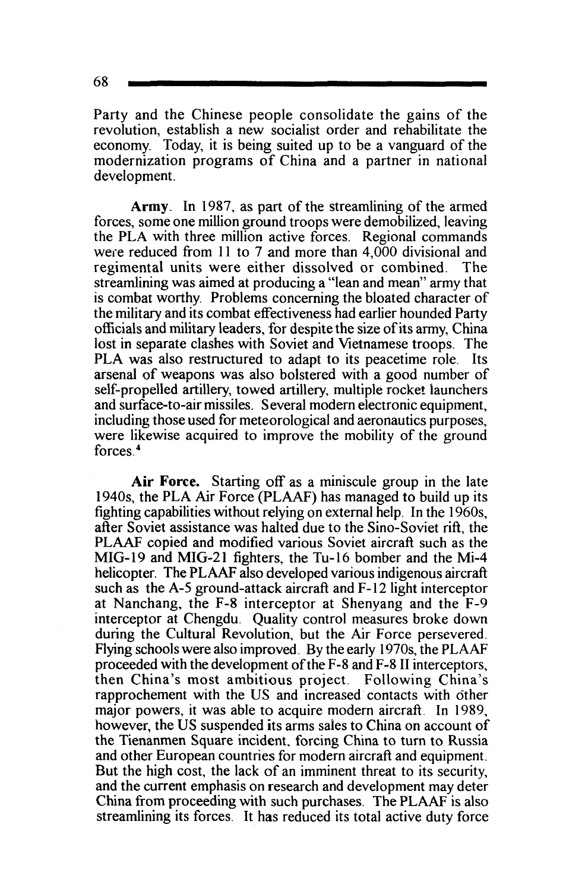Party and the Chinese people consolidate the gains of the revolution, establish a new socialist order and rehabilitate the economy. Today, it is being suited up to be a vanguard of the modernization programs of China and a partner in national development.

**Army.** In 1987, as part of the streamlining of the armed forces, some one million ground troops were demobilized, leaving the PLA with three million active forces. Regional commands were reduced from 11 to 7 and more than 4,000 divisional and regimental units were either dissolved or combined. The streamlining was aimed at producing a "lean and mean" army that is combat worthy. Problems concerning the bloated character of the military and its combat effectiveness had earlier hounded Party officials and military leaders, for despite the size of its army, China lost in separate clashes with Soviet and Vietnamese troops. The PLA was also restructured to adapt to its peacetime role. Its arsenal of weapons was also bolstered with a good number of self-propelled artillery, towed artillery, multiple rocket launchers and surface-to-air missiles. Several modern electronic equipment, including those used for meteorological and aeronautics purposes, were likewise acquired to improve the mobility of the ground forces.[4]

**Air Force.** Starting off as a miniscule group in the late 1940s, the PLA Air Force (PLAAF) has managed to build up its fighting capabilities without relying on external help. In the 1960s, after Soviet assistance was halted due to the Sino-Soviet rift, the PLAAF copied and modified various Soviet aircraft such as the MIG-19 and MIG-21 fighters, the Tu-16 bomber and the Mi-4 helicopter. The PLAAF also developed various indigenous aircraft such as the A-5 ground-attack aircraft and F-12 light interceptor at Nanchang, the F-8 interceptor at Shenyang and the F-9 interceptor at Chengdu. Quality control measures broke down during the Cultural Revolution, but the Air Force persevered. Flying schools were also improved. By the early 1970s, the PLAAF proceeded with the development of the F-8 and F-8 II interceptors, then China's most ambitious project. Following China's rapprochement with the US and increased contacts with other major powers, it was able to acquire modern aircraft. In 1989, however, the US suspended its arms sales to China on account of the Tienanmen Square incident, forcing China to turn to Russia and other European countries for modern aircraft and equipment. But the high cost, the lack of an imminent threat to its security, and the current emphasis on research and development may deter China from proceeding with such purchases. The PLAAF is also streamlining its forces. It has reduced its total active duty force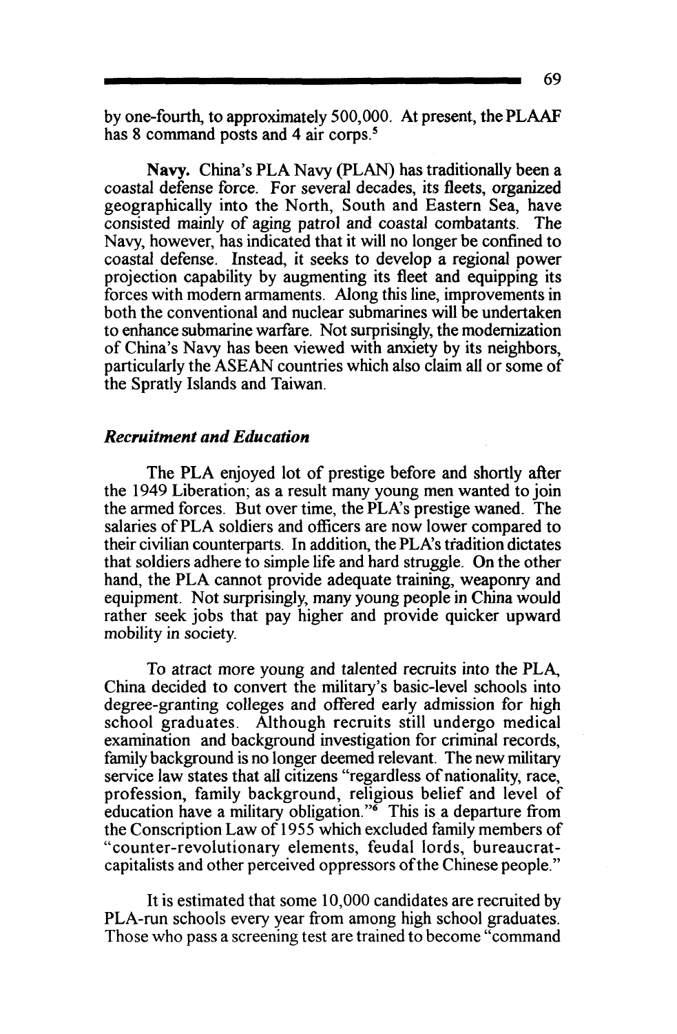by one-fourth, to approximately 500,000. At present, the PLAAF has 8 command posts and 4 air corps.[5]

**Navy.** China's PLA Navy (PLAN) has traditionally been a coastal defense force. For several decades, its fleets, organized geographically into the North, South and Eastern Sea, have consisted mainly of aging patrol and coastal combatants. The Navy, however, has indicated that it will no longer be confined to coastal defense. Instead, it seeks to develop a regional power projection capability by augmenting its fleet and equipping its forces with modern armaments. Along this line, improvements in both the conventional and nuclear submarines will be undertaken to enhance submarine warfare. Not surprisingly, the modernization of China's Navy has been viewed with anxiety by its neighbors, particularly the ASEAN countries which also claim all or some of the Spratly Islands and Taiwan.

### *Recruitment and Education*

The PLA enjoyed lot of prestige before and shortly after the 1949 Liberation; as a result many young men wanted to join the armed forces. But over time, the PLA's prestige waned. The salaries of PLA soldiers and officers are now lower compared to their civilian counterparts. In addition, the PLA's tradition dictates that soldiers adhere to simple life and hard struggle. On the other hand, the PLA cannot provide adequate training, weaponry and equipment. Not surprisingly, many young people in China would rather seek jobs that pay higher and provide quicker upward mobility in society.

To atract more young and talented recruits into the PLA, China decided to convert the military's basic-level schools into degree-granting colleges and offered early admission for high school graduates. Although recruits still undergo medical examination and background investigation for criminal records, family background is no longer deemed relevant. The new military service law states that all citizens "regardless of nationality, race, profession, family background, religious belief and level of education have a military obligation."[6] This is a departure from the Conscription Law of 1955 which excluded family members of "counter-revolutionary elements, feudal lords, bureaucrat-capitalists and other perceived oppressors of the Chinese people."

It is estimated that some 10,000 candidates are recruited by PLA-run schools every year from among high school graduates. Those who pass a screening test are trained to become "command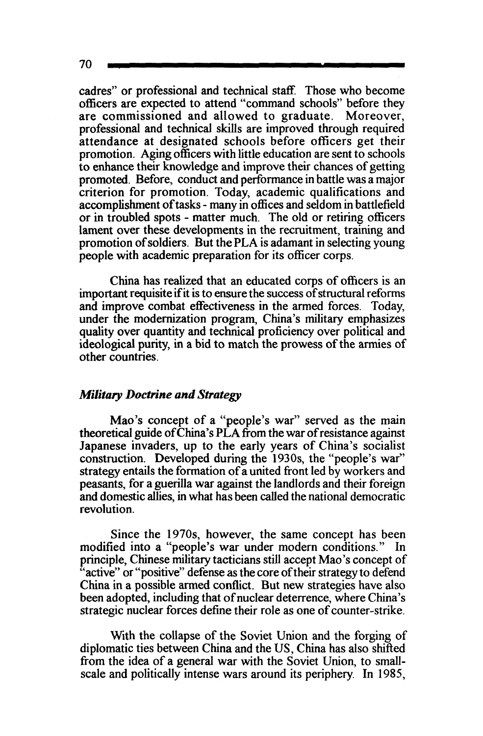cadres" or professional and technical staff. Those who become officers are expected to attend "command schools" before they are commissioned and allowed to graduate. Moreover, professional and technical skills are improved through required attendance at designated schools before officers get their promotion. Aging officers with little education are sent to schools to enhance their knowledge and improve their chances of getting promoted. Before, conduct and performance in battle was a major criterion for promotion. Today, academic qualifications and accomplishment of tasks - many in offices and seldom in battlefield or in troubled spots - matter much. The old or retiring officers lament over these developments in the recruitment, training and promotion of soldiers. But the PLA is adamant in selecting young people with academic preparation for its officer corps.

China has realized that an educated corps of officers is an important requisite if it is to ensure the success of structural reforms and improve combat effectiveness in the armed forces. Today, under the modernization program, China's military emphasizes quality over quantity and technical proficiency over political and ideological purity, in a bid to match the prowess of the armies of other countries.

### *Military Doctrine and Strategy*

Mao's concept of a "people's war" served as the main theoretical guide of China's PLA from the war of resistance against Japanese invaders, up to the early years of China's socialist construction. Developed during the 1930s, the "people's war" strategy entails the formation of a united front led by workers and peasants, for a guerilla war against the landlords and their foreign and domestic allies, in what has been called the national democratic revolution.

Since the 1970s, however, the same concept has been modified into a "people's war under modern conditions." In principle, Chinese military tacticians still accept Mao's concept of "active" or "positive" defense as the core of their strategy to defend China in a possible armed conflict. But new strategies have also been adopted, including that of nuclear deterrence, where China's strategic nuclear forces define their role as one of counter-strike.

With the collapse of the Soviet Union and the forging of diplomatic ties between China and the US, China has also shifted from the idea of a general war with the Soviet Union, to small-scale and politically intense wars around its periphery. In 1985,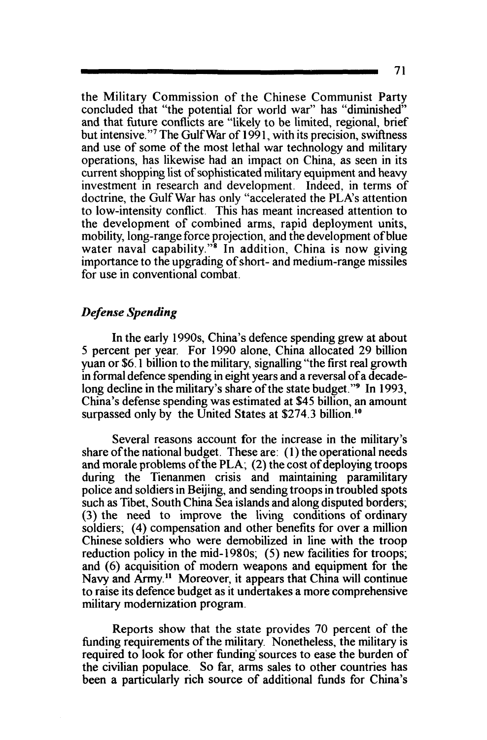the Military Commission of the Chinese Communist Party concluded that "the potential for world war" has "diminished" and that future conflicts are "likely to be limited, regional, brief but intensive."[7] The Gulf War of 1991, with its precision, swiftness and use of some of the most lethal war technology and military operations, has likewise had an impact on China, as seen in its current shopping list of sophisticated military equipment and heavy investment in research and development. Indeed, in terms of doctrine, the Gulf War has only "accelerated the PLA's attention to low-intensity conflict. This has meant increased attention to the development of combined arms, rapid deployment units, mobility, long-range force projection, and the development of blue water naval capability."[8] In addition, China is now giving importance to the upgrading of short- and medium-range missiles for use in conventional combat.

### *Defense Spending*

In the early 1990s, China's defence spending grew at about 5 percent per year. For 1990 alone, China allocated 29 billion yuan or $6.1 billion to the military, signalling "the first real growth in formal defence spending in eight years and a reversal of a decade-long decline in the military's share of the state budget."[9] In 1993, China's defense spending was estimated at $45 billion, an amount surpassed only by the United States at $274.3 billion.[10]

Several reasons account for the increase in the military's share of the national budget. These are: (1) the operational needs and morale problems of the PLA; (2) the cost of deploying troops during the Tienanmen crisis and maintaining paramilitary police and soldiers in Beijing, and sending troops in troubled spots such as Tibet, South China Sea islands and along disputed borders; (3) the need to improve the living conditions of ordinary soldiers; (4) compensation and other benefits for over a million Chinese soldiers who were demobilized in line with the troop reduction policy in the mid-1980s; (5) new facilities for troops; and (6) acquisition of modern weapons and equipment for the Navy and Army.[11] Moreover, it appears that China will continue to raise its defence budget as it undertakes a more comprehensive military modernization program.

Reports show that the state provides 70 percent of the funding requirements of the military. Nonetheless, the military is required to look for other funding sources to ease the burden of the civilian populace. So far, arms sales to other countries has been a particularly rich source of additional funds for China's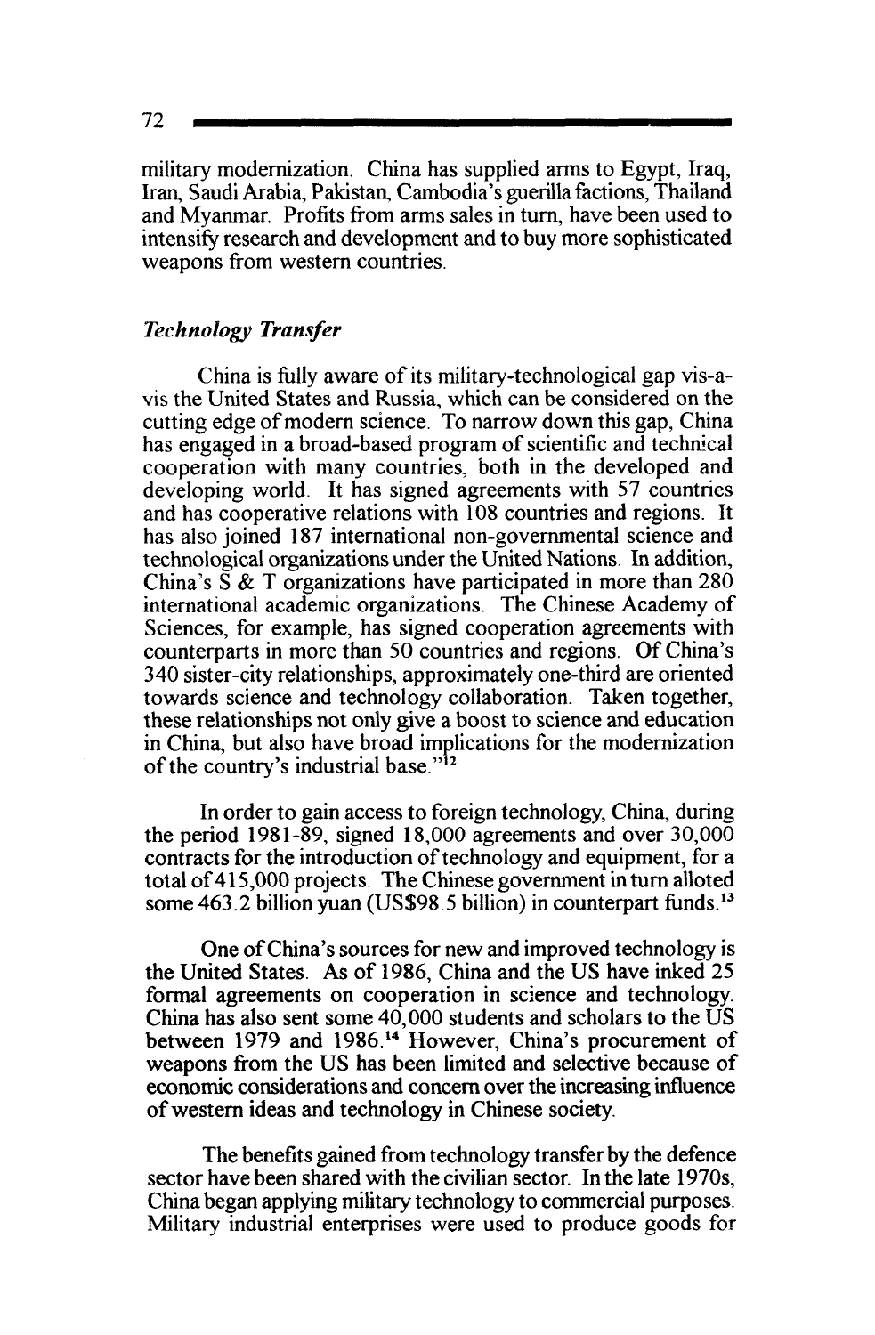military modernization. China has supplied arms to Egypt, Iraq, Iran, Saudi Arabia, Pakistan, Cambodia's guerilla factions, Thailand and Myanmar. Profits from arms sales in turn, have been used to intensify research and development and to buy more sophisticated weapons from western countries.

### *Technology Transfer*

China is fully aware of its military-technological gap vis-a-vis the United States and Russia, which can be considered on the cutting edge of modern science. To narrow down this gap, China has engaged in a broad-based program of scientific and technical cooperation with many countries, both in the developed and developing world. It has signed agreements with 57 countries and has cooperative relations with 108 countries and regions. It has also joined 187 international non-governmental science and technological organizations under the United Nations. In addition, China's S & T organizations have participated in more than 280 international academic organizations. The Chinese Academy of Sciences, for example, has signed cooperation agreements with counterparts in more than 50 countries and regions. Of China's 340 sister-city relationships, approximately one-third are oriented towards science and technology collaboration. Taken together, these relationships not only give a boost to science and education in China, but also have broad implications for the modernization of the country's industrial base."[12]

In order to gain access to foreign technology, China, during the period 1981-89, signed 18,000 agreements and over 30,000 contracts for the introduction of technology and equipment, for a total of 415,000 projects. The Chinese government in turn alloted some 463.2 billion yuan (US$98.5 billion) in counterpart funds.[13]

One of China's sources for new and improved technology is the United States. As of 1986, China and the US have inked 25 formal agreements on cooperation in science and technology. China has also sent some 40,000 students and scholars to the US between 1979 and 1986.[14] However, China's procurement of weapons from the US has been limited and selective because of economic considerations and concern over the increasing influence of western ideas and technology in Chinese society.

The benefits gained from technology transfer by the defence sector have been shared with the civilian sector. In the late 1970s, China began applying military technology to commercial purposes. Military industrial enterprises were used to produce goods for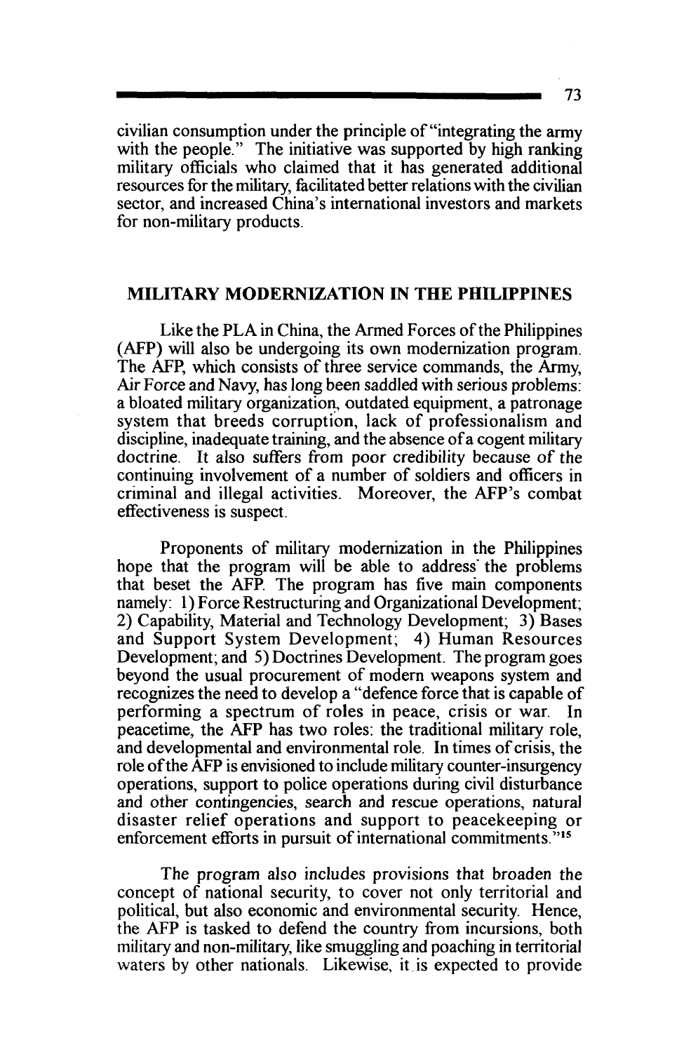civilian consumption under the principle of "integrating the army with the people." The initiative was supported by high ranking military officials who claimed that it has generated additional resources for the military, facilitated better relations with the civilian sector, and increased China's international investors and markets for non-military products.

## MILITARY MODERNIZATION IN THE PHILIPPINES

Like the PLA in China, the Armed Forces of the Philippines (AFP) will also be undergoing its own modernization program. The AFP, which consists of three service commands, the Army, Air Force and Navy, has long been saddled with serious problems: a bloated military organization, outdated equipment, a patronage system that breeds corruption, lack of professionalism and discipline, inadequate training, and the absence of a cogent military doctrine. It also suffers from poor credibility because of the continuing involvement of a number of soldiers and officers in criminal and illegal activities. Moreover, the AFP's combat effectiveness is suspect.

Proponents of military modernization in the Philippines hope that the program will be able to address the problems that beset the AFP. The program has five main components namely: 1) Force Restructuring and Organizational Development; 2) Capability, Material and Technology Development; 3) Bases and Support System Development; 4) Human Resources Development; and 5) Doctrines Development. The program goes beyond the usual procurement of modern weapons system and recognizes the need to develop a "defence force that is capable of performing a spectrum of roles in peace, crisis or war. In peacetime, the AFP has two roles: the traditional military role, and developmental and environmental role. In times of crisis, the role of the AFP is envisioned to include military counter-insurgency operations, support to police operations during civil disturbance and other contingencies, search and rescue operations, natural disaster relief operations and support to peacekeeping or enforcement efforts in pursuit of international commitments."[15]

The program also includes provisions that broaden the concept of national security, to cover not only territorial and political, but also economic and environmental security. Hence, the AFP is tasked to defend the country from incursions, both military and non-military, like smuggling and poaching in territorial waters by other nationals. Likewise, it is expected to provide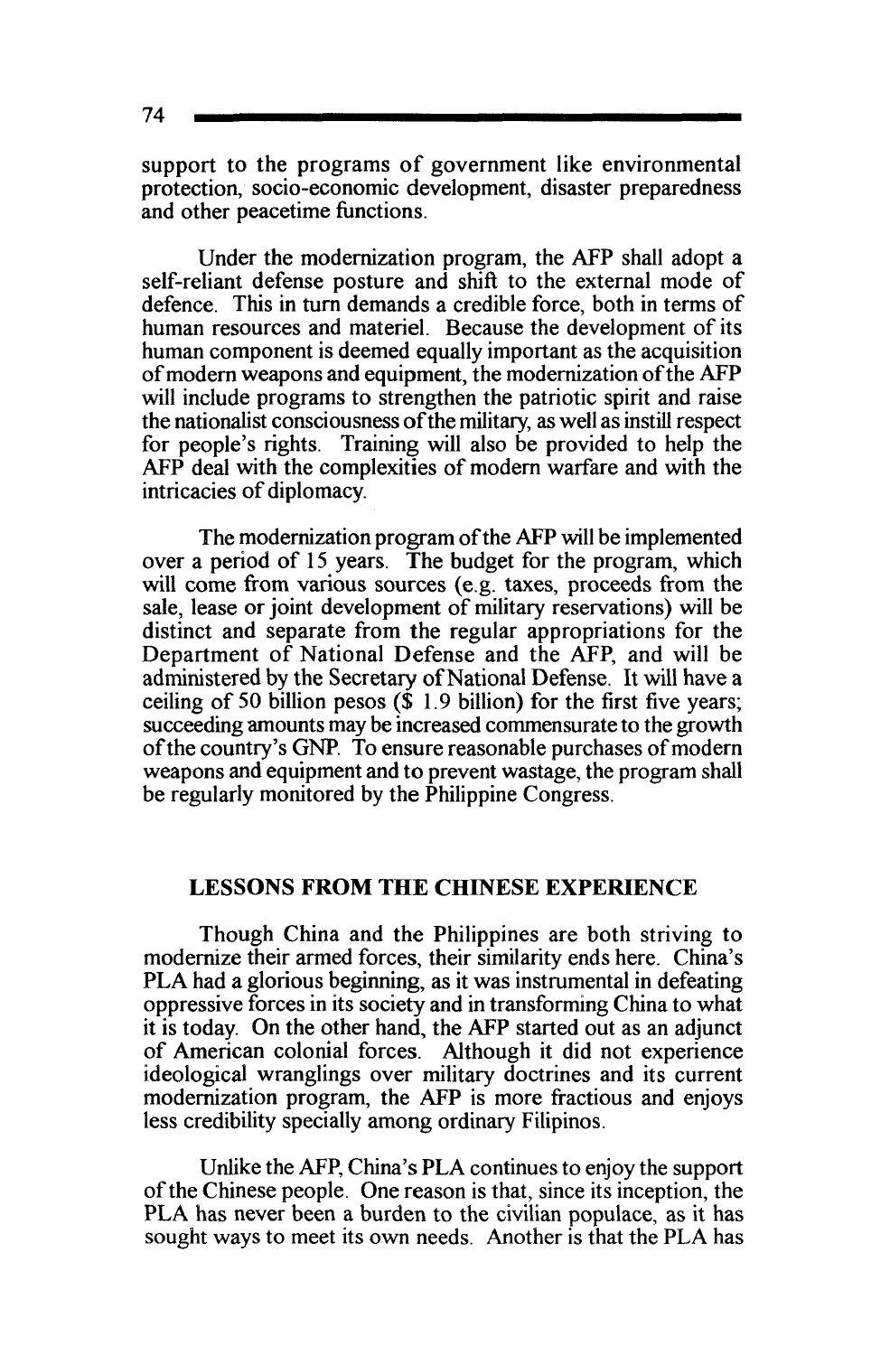support to the programs of government like environmental protection, socio-economic development, disaster preparedness and other peacetime functions.

Under the modernization program, the AFP shall adopt a self-reliant defense posture and shift to the external mode of defence. This in turn demands a credible force, both in terms of human resources and materiel. Because the development of its human component is deemed equally important as the acquisition of modern weapons and equipment, the modernization of the AFP will include programs to strengthen the patriotic spirit and raise the nationalist consciousness of the military, as well as instill respect for people's rights. Training will also be provided to help the AFP deal with the complexities of modern warfare and with the intricacies of diplomacy.

The modernization program of the AFP will be implemented over a period of 15 years. The budget for the program, which will come from various sources (e.g. taxes, proceeds from the sale, lease or joint development of military reservations) will be distinct and separate from the regular appropriations for the Department of National Defense and the AFP, and will be administered by the Secretary of National Defense. It will have a ceiling of 50 billion pesos ($ 1.9 billion) for the first five years; succeeding amounts may be increased commensurate to the growth of the country's GNP. To ensure reasonable purchases of modern weapons and equipment and to prevent wastage, the program shall be regularly monitored by the Philippine Congress.

## LESSONS FROM THE CHINESE EXPERIENCE

Though China and the Philippines are both striving to modernize their armed forces, their similarity ends here. China's PLA had a glorious beginning, as it was instrumental in defeating oppressive forces in its society and in transforming China to what it is today. On the other hand, the AFP started out as an adjunct of American colonial forces. Although it did not experience ideological wranglings over military doctrines and its current modernization program, the AFP is more fractious and enjoys less credibility specially among ordinary Filipinos.

Unlike the AFP, China's PLA continues to enjoy the support of the Chinese people. One reason is that, since its inception, the PLA has never been a burden to the civilian populace, as it has sought ways to meet its own needs. Another is that the PLA has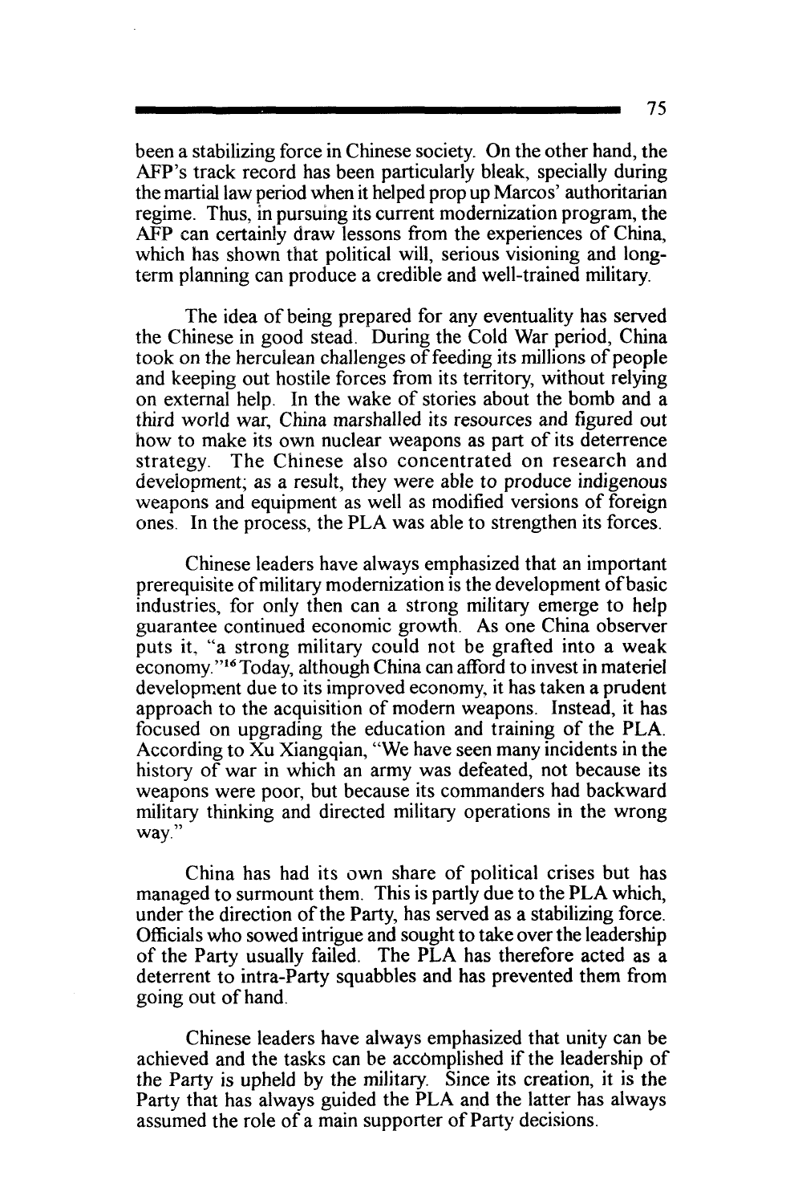been a stabilizing force in Chinese society. On the other hand, the AFP's track record has been particularly bleak, specially during the martial law period when it helped prop up Marcos' authoritarian regime. Thus, in pursuing its current modernization program, the AFP can certainly draw lessons from the experiences of China, which has shown that political will, serious visioning and long-term planning can produce a credible and well-trained military.

The idea of being prepared for any eventuality has served the Chinese in good stead. During the Cold War period, China took on the herculean challenges of feeding its millions of people and keeping out hostile forces from its territory, without relying on external help. In the wake of stories about the bomb and a third world war, China marshalled its resources and figured out how to make its own nuclear weapons as part of its deterrence strategy. The Chinese also concentrated on research and development; as a result, they were able to produce indigenous weapons and equipment as well as modified versions of foreign ones. In the process, the PLA was able to strengthen its forces.

Chinese leaders have always emphasized that an important prerequisite of military modernization is the development of basic industries, for only then can a strong military emerge to help guarantee continued economic growth. As one China observer puts it, "a strong military could not be grafted into a weak economy."[16] Today, although China can afford to invest in materiel development due to its improved economy, it has taken a prudent approach to the acquisition of modern weapons. Instead, it has focused on upgrading the education and training of the PLA. According to Xu Xiangqian, "We have seen many incidents in the history of war in which an army was defeated, not because its weapons were poor, but because its commanders had backward military thinking and directed military operations in the wrong way."

China has had its own share of political crises but has managed to surmount them. This is partly due to the PLA which, under the direction of the Party, has served as a stabilizing force. Officials who sowed intrigue and sought to take over the leadership of the Party usually failed. The PLA has therefore acted as a deterrent to intra-Party squabbles and has prevented them from going out of hand.

Chinese leaders have always emphasized that unity can be achieved and the tasks can be accomplished if the leadership of the Party is upheld by the military. Since its creation, it is the Party that has always guided the PLA and the latter has always assumed the role of a main supporter of Party decisions.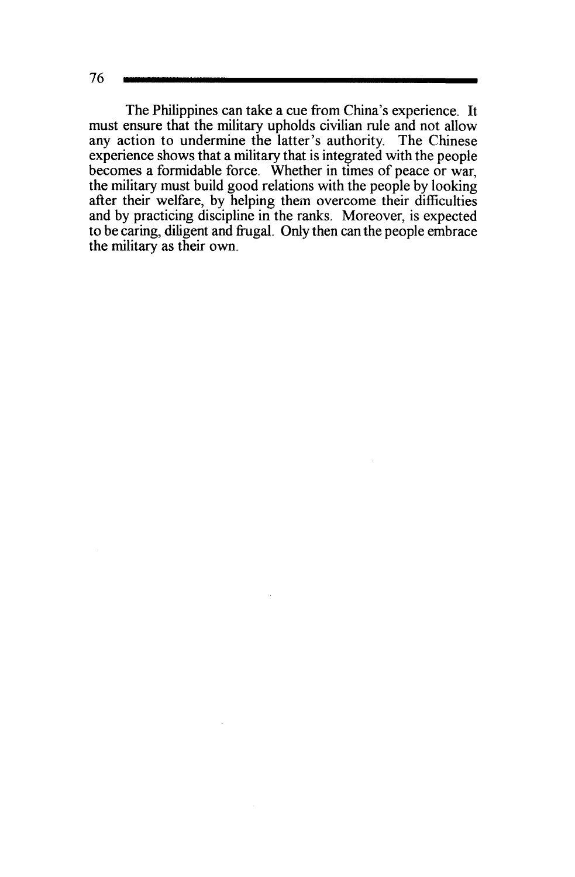The Philippines can take a cue from China's experience. It must ensure that the military upholds civilian rule and not allow any action to undermine the latter's authority. The Chinese experience shows that a military that is integrated with the people becomes a formidable force. Whether in times of peace or war, the military must build good relations with the people by looking after their welfare, by helping them overcome their difficulties and by practicing discipline in the ranks. Moreover, is expected to be caring, diligent and frugal. Only then can the people embrace the military as their own.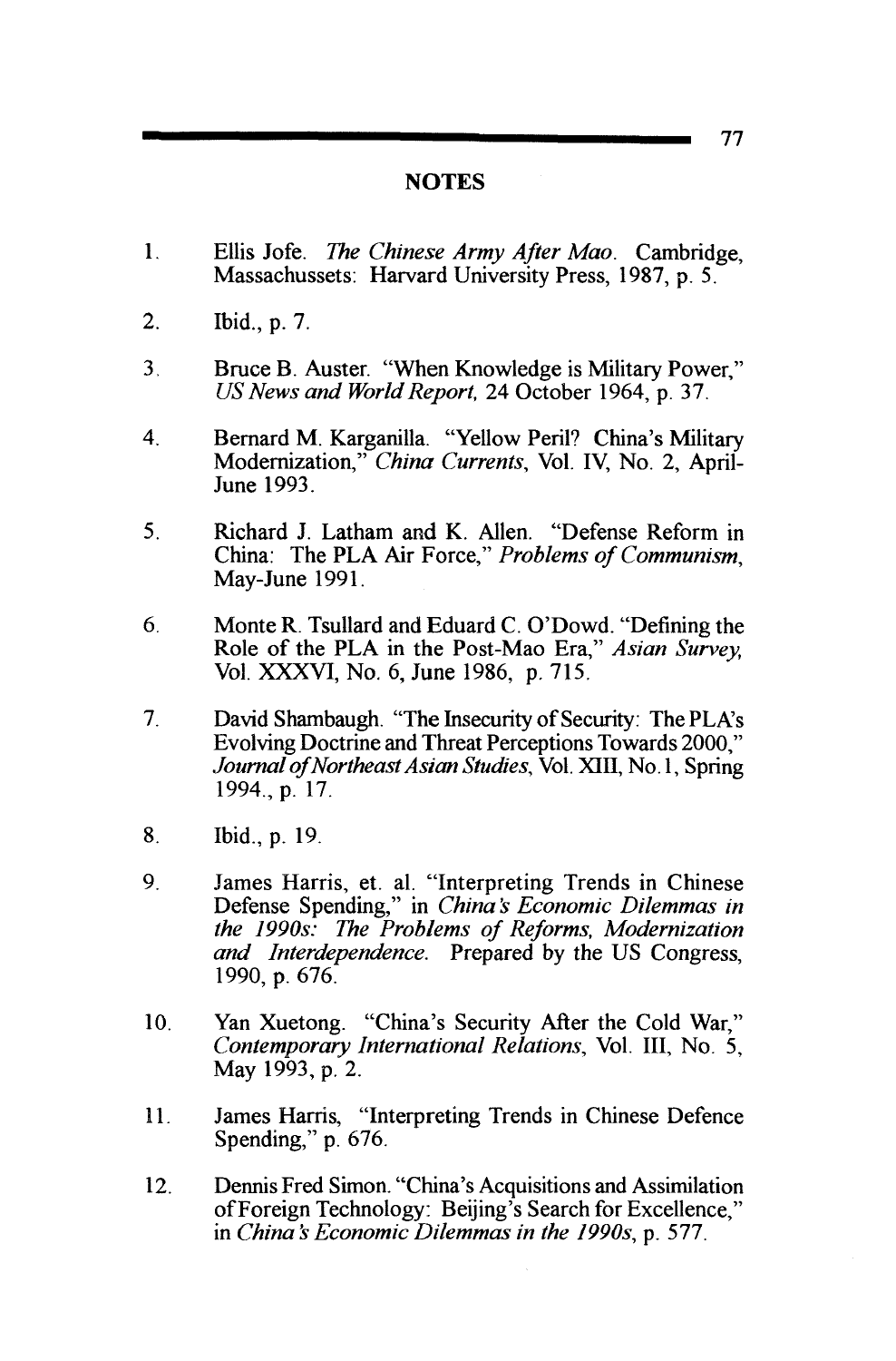## NOTES

1. Ellis Jofe. *The Chinese Army After Mao*. Cambridge, Massachussets: Harvard University Press, 1987, p. 5.

2. Ibid., p. 7.

3. Bruce B. Auster. "When Knowledge is Military Power," *US News and World Report*, 24 October 1964, p. 37.

4. Bernard M. Karganilla. "Yellow Peril? China's Military Modernization," *China Currents*, Vol. IV, No. 2, April-June 1993.

5. Richard J. Latham and K. Allen. "Defense Reform in China: The PLA Air Force," *Problems of Communism*, May-June 1991.

6. Monte R. Tsullard and Eduard C. O'Dowd. "Defining the Role of the PLA in the Post-Mao Era," *Asian Survey*, Vol. XXXVI, No. 6, June 1986, p. 715.

7. David Shambaugh. "The Insecurity of Security: The PLA's Evolving Doctrine and Threat Perceptions Towards 2000," *Journal of Northeast Asian Studies*, Vol. XIII, No.1, Spring 1994., p. 17.

8. Ibid., p. 19.

9. James Harris, et. al. "Interpreting Trends in Chinese Defense Spending," in *China's Economic Dilemmas in the 1990s: The Problems of Reforms, Modernization and Interdependence*. Prepared by the US Congress, 1990, p. 676.

10. Yan Xuetong. "China's Security After the Cold War," *Contemporary International Relations*, Vol. III, No. 5, May 1993, p. 2.

11. James Harris, "Interpreting Trends in Chinese Defence Spending," p. 676.

12. Dennis Fred Simon. "China's Acquisitions and Assimilation of Foreign Technology: Beijing's Search for Excellence," in *China's Economic Dilemmas in the 1990s*, p. 577.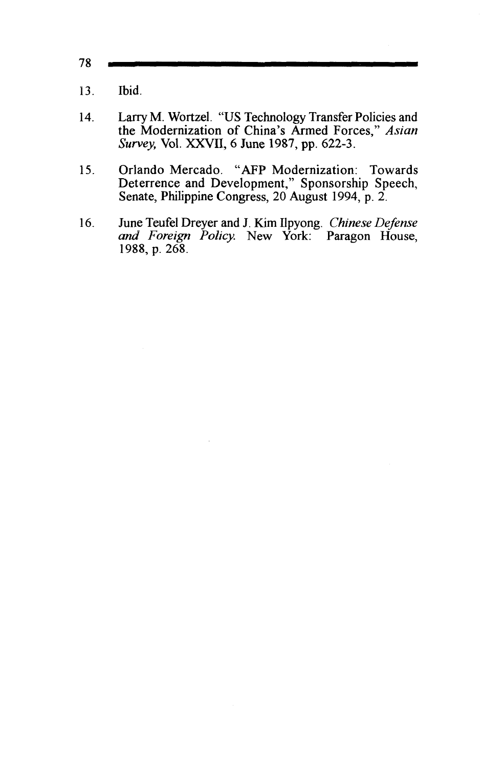13. Ibid.

14. Larry M. Wortzel. "US Technology Transfer Policies and the Modernization of China's Armed Forces," *Asian Survey,* Vol. XXVII, 6 June 1987, pp. 622-3.

15. Orlando Mercado. "AFP Modernization: Towards Deterrence and Development," Sponsorship Speech, Senate, Philippine Congress, 20 August 1994, p. 2.

16. June Teufel Dreyer and J. Kim Ilpyong. *Chinese Defense and Foreign Policy.* New York: Paragon House, 1988, p. 268.